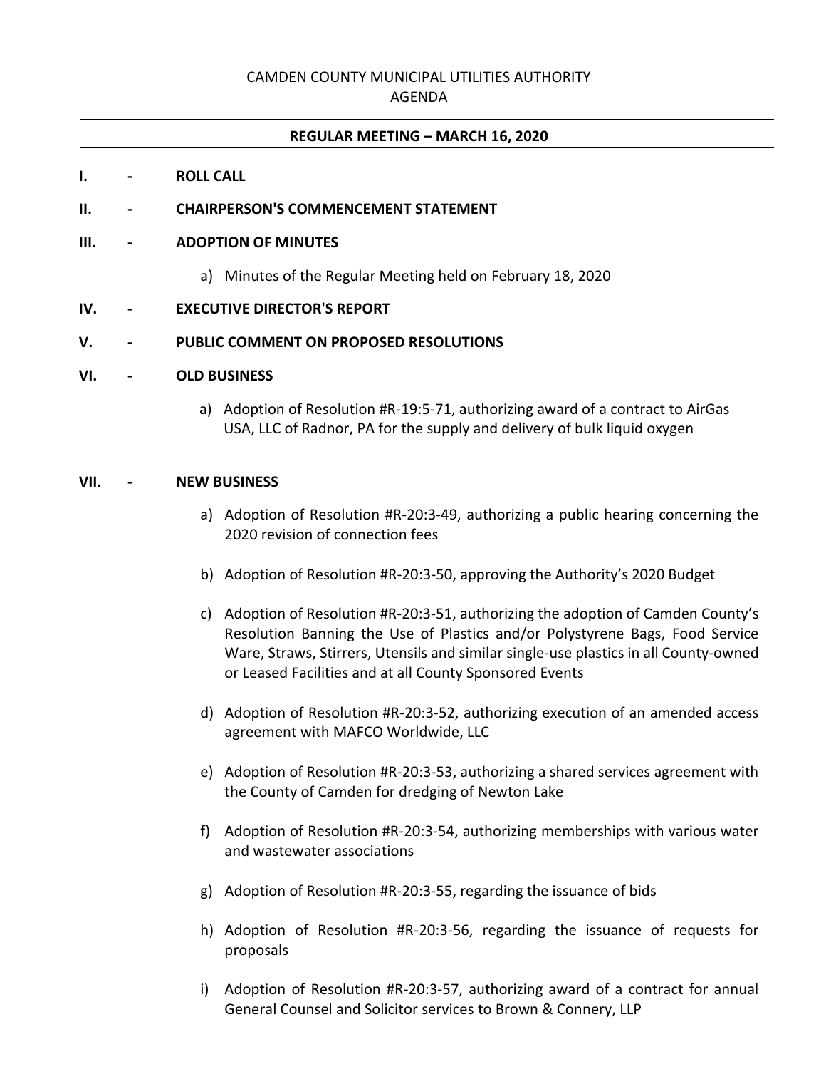# CAMDEN COUNTY MUNICIPAL UTILITIES AUTHORITY
## AGENDA

**REGULAR MEETING – MARCH 16, 2020**

**I. - ROLL CALL**

**II. - CHAIRPERSON'S COMMENCEMENT STATEMENT**

**III. - ADOPTION OF MINUTES**

a) Minutes of the Regular Meeting held on February 18, 2020

**IV. - EXECUTIVE DIRECTOR'S REPORT**

**V. - PUBLIC COMMENT ON PROPOSED RESOLUTIONS**

**VI. - OLD BUSINESS**

a) Adoption of Resolution #R-19:5-71, authorizing award of a contract to AirGas USA, LLC of Radnor, PA for the supply and delivery of bulk liquid oxygen

**VII. - NEW BUSINESS**

a) Adoption of Resolution #R-20:3-49, authorizing a public hearing concerning the 2020 revision of connection fees

b) Adoption of Resolution #R-20:3-50, approving the Authority's 2020 Budget

c) Adoption of Resolution #R-20:3-51, authorizing the adoption of Camden County's Resolution Banning the Use of Plastics and/or Polystyrene Bags, Food Service Ware, Straws, Stirrers, Utensils and similar single-use plastics in all County-owned or Leased Facilities and at all County Sponsored Events

d) Adoption of Resolution #R-20:3-52, authorizing execution of an amended access agreement with MAFCO Worldwide, LLC

e) Adoption of Resolution #R-20:3-53, authorizing a shared services agreement with the County of Camden for dredging of Newton Lake

f) Adoption of Resolution #R-20:3-54, authorizing memberships with various water and wastewater associations

g) Adoption of Resolution #R-20:3-55, regarding the issuance of bids

h) Adoption of Resolution #R-20:3-56, regarding the issuance of requests for proposals

i) Adoption of Resolution #R-20:3-57, authorizing award of a contract for annual General Counsel and Solicitor services to Brown & Connery, LLP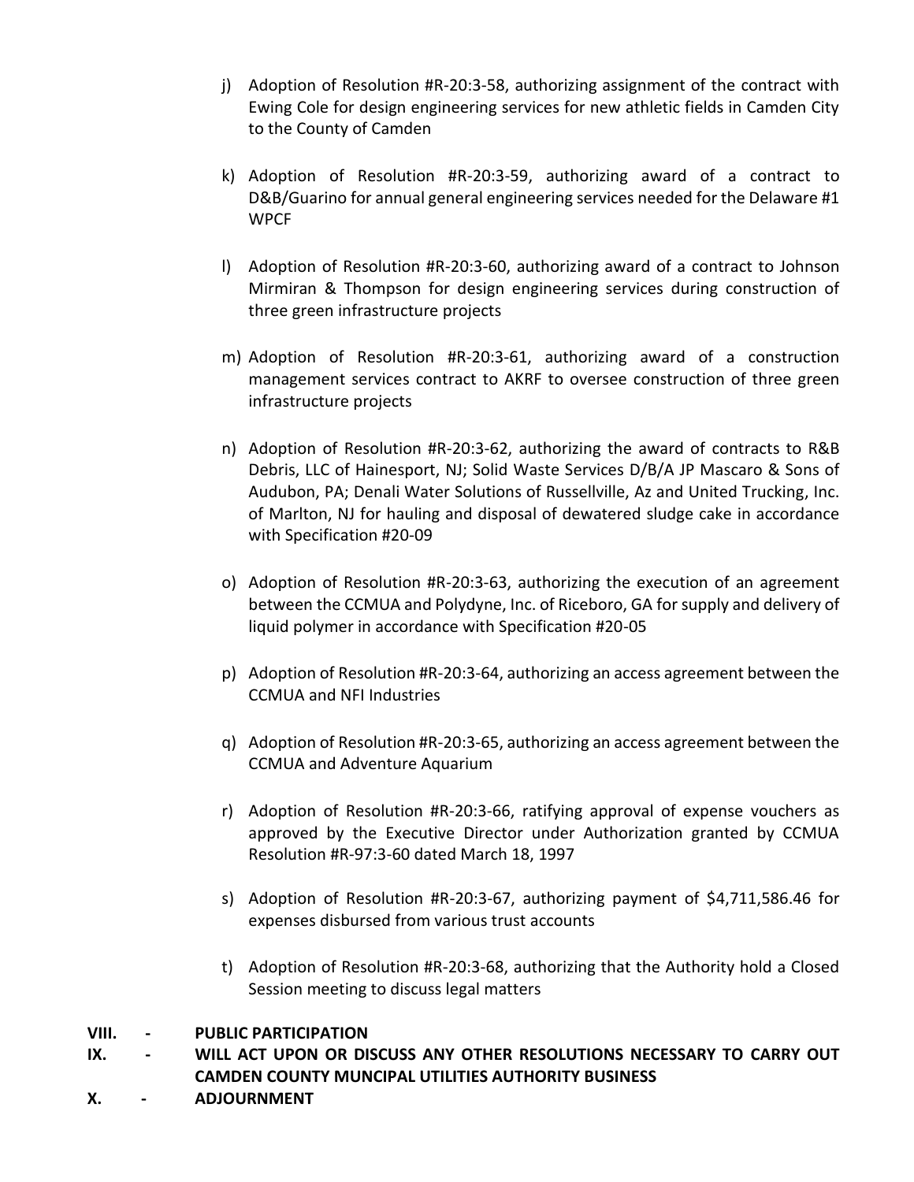j) Adoption of Resolution #R-20:3-58, authorizing assignment of the contract with Ewing Cole for design engineering services for new athletic fields in Camden City to the County of Camden

k) Adoption of Resolution #R-20:3-59, authorizing award of a contract to D&B/Guarino for annual general engineering services needed for the Delaware #1 WPCF

l) Adoption of Resolution #R-20:3-60, authorizing award of a contract to Johnson Mirmiran & Thompson for design engineering services during construction of three green infrastructure projects

m) Adoption of Resolution #R-20:3-61, authorizing award of a construction management services contract to AKRF to oversee construction of three green infrastructure projects

n) Adoption of Resolution #R-20:3-62, authorizing the award of contracts to R&B Debris, LLC of Hainesport, NJ; Solid Waste Services D/B/A JP Mascaro & Sons of Audubon, PA; Denali Water Solutions of Russellville, Az and United Trucking, Inc. of Marlton, NJ for hauling and disposal of dewatered sludge cake in accordance with Specification #20-09

o) Adoption of Resolution #R-20:3-63, authorizing the execution of an agreement between the CCMUA and Polydyne, Inc. of Riceboro, GA for supply and delivery of liquid polymer in accordance with Specification #20-05

p) Adoption of Resolution #R-20:3-64, authorizing an access agreement between the CCMUA and NFI Industries

q) Adoption of Resolution #R-20:3-65, authorizing an access agreement between the CCMUA and Adventure Aquarium

r) Adoption of Resolution #R-20:3-66, ratifying approval of expense vouchers as approved by the Executive Director under Authorization granted by CCMUA Resolution #R-97:3-60 dated March 18, 1997

s) Adoption of Resolution #R-20:3-67, authorizing payment of $4,711,586.46 for expenses disbursed from various trust accounts

t) Adoption of Resolution #R-20:3-68, authorizing that the Authority hold a Closed Session meeting to discuss legal matters

**VIII. - PUBLIC PARTICIPATION**

**IX. - WILL ACT UPON OR DISCUSS ANY OTHER RESOLUTIONS NECESSARY TO CARRY OUT CAMDEN COUNTY MUNCIPAL UTILITIES AUTHORITY BUSINESS**

**X. - ADJOURNMENT**